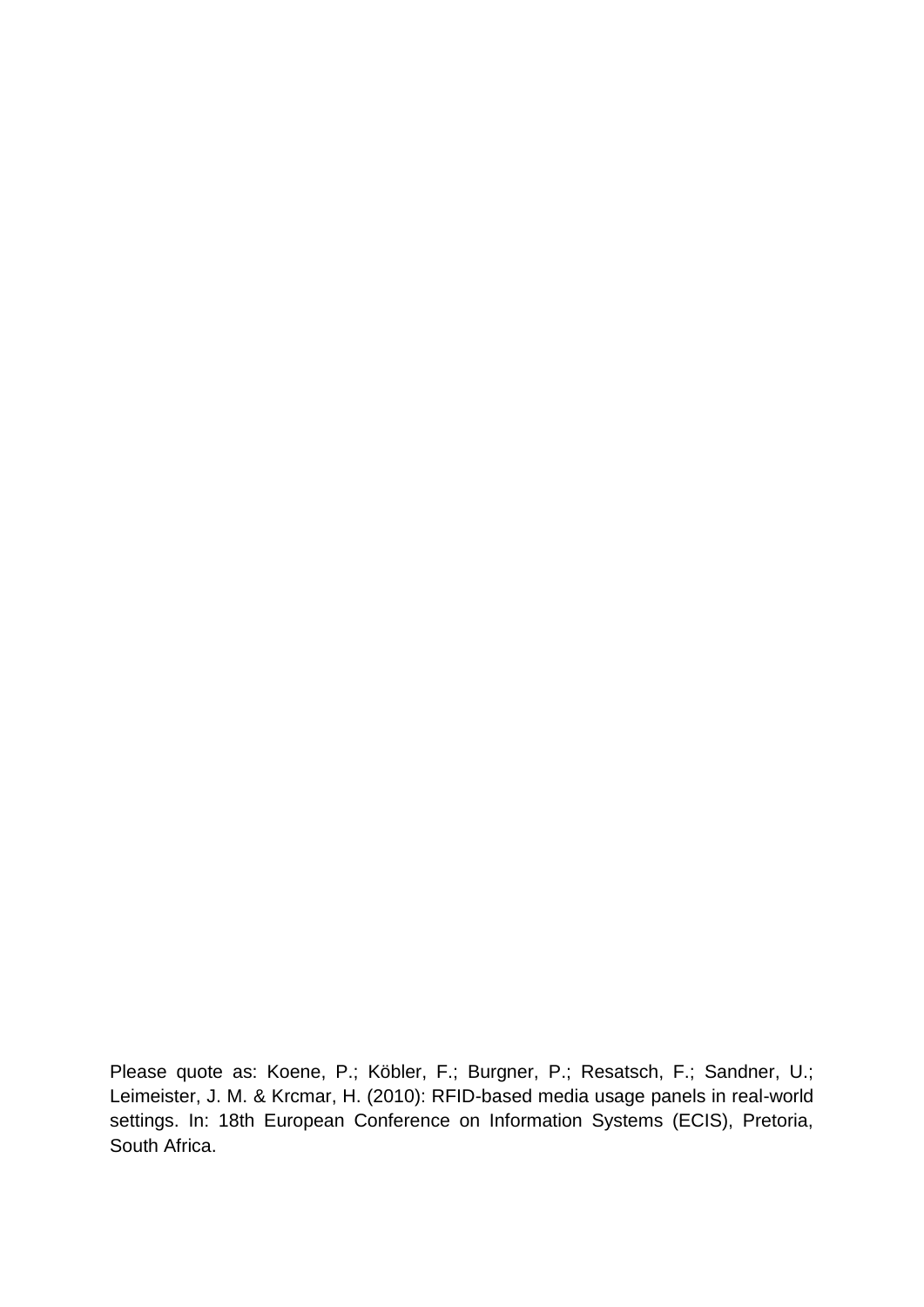Please quote as: Koene, P.; Köbler, F.; Burgner, P.; Resatsch, F.; Sandner, U.; Leimeister, J. M. & Krcmar, H. (2010): RFID-based media usage panels in real-world settings. In: 18th European Conference on Information Systems (ECIS), Pretoria, South Africa.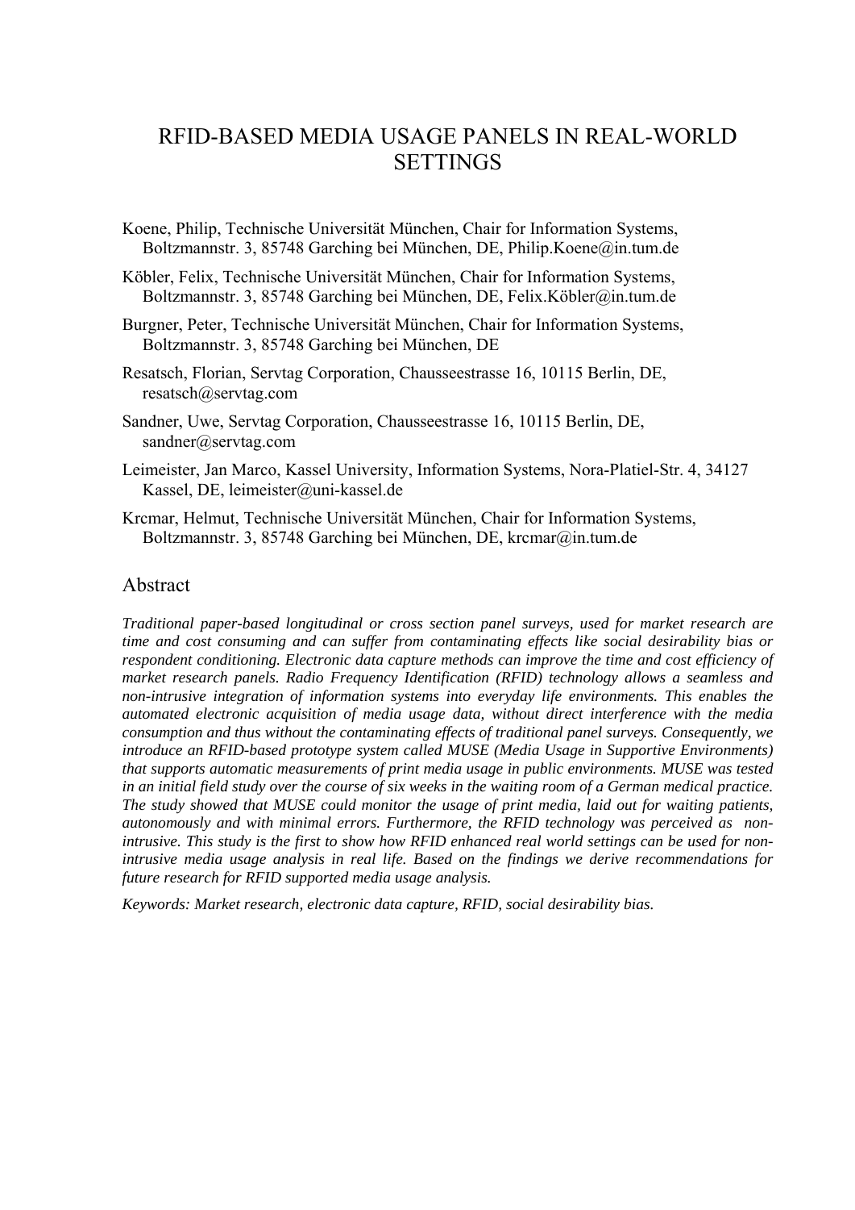# RFID-BASED MEDIA USAGE PANELS IN REAL-WORLD SETTINGS

Koene, Philip, Technische Universität München, Chair for Information Systems, Boltzmannstr. 3, 85748 Garching bei München, DE, Philip.Koene@in.tum.de

Köbler, Felix, Technische Universität München, Chair for Information Systems, Boltzmannstr. 3, 85748 Garching bei München, DE, Felix.Köbler@in.tum.de

Burgner, Peter, Technische Universität München, Chair for Information Systems, Boltzmannstr. 3, 85748 Garching bei München, DE

Resatsch, Florian, Servtag Corporation, Chausseestrasse 16, 10115 Berlin, DE, resatsch@servtag.com

Sandner, Uwe, Servtag Corporation, Chausseestrasse 16, 10115 Berlin, DE, sandner@servtag.com

Leimeister, Jan Marco, Kassel University, Information Systems, Nora-Platiel-Str. 4, 34127 Kassel, DE, leimeister@uni-kassel.de

Krcmar, Helmut, Technische Universität München, Chair for Information Systems, Boltzmannstr. 3, 85748 Garching bei München, DE, krcmar@in.tum.de

## Abstract

*Traditional paper-based longitudinal or cross section panel surveys, used for market research are time and cost consuming and can suffer from contaminating effects like social desirability bias or respondent conditioning. Electronic data capture methods can improve the time and cost efficiency of market research panels. Radio Frequency Identification (RFID) technology allows a seamless and non-intrusive integration of information systems into everyday life environments. This enables the automated electronic acquisition of media usage data, without direct interference with the media consumption and thus without the contaminating effects of traditional panel surveys. Consequently, we introduce an RFID-based prototype system called MUSE (Media Usage in Supportive Environments) that supports automatic measurements of print media usage in public environments. MUSE was tested in an initial field study over the course of six weeks in the waiting room of a German medical practice. The study showed that MUSE could monitor the usage of print media, laid out for waiting patients, autonomously and with minimal errors. Furthermore, the RFID technology was perceived as non-intrusive. This study is the first to show how RFID enhanced real world settings can be used for non-intrusive media usage analysis in real life. Based on the findings we derive recommendations for future research for RFID supported media usage analysis.*

*Keywords: Market research, electronic data capture, RFID, social desirability bias.*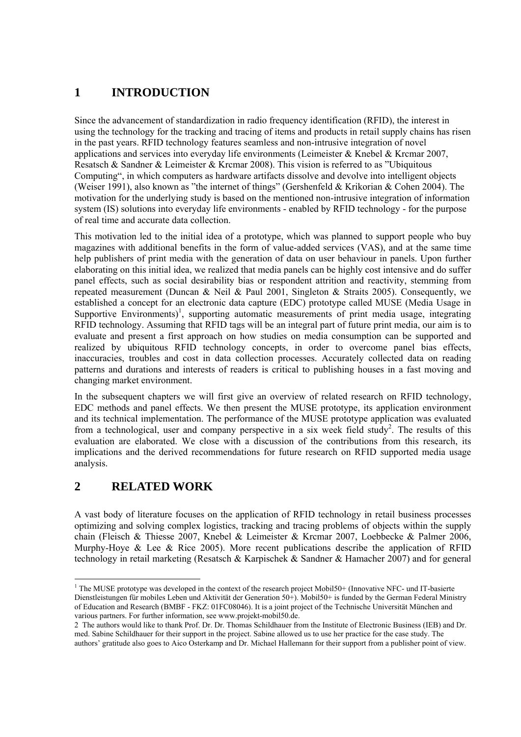# 1 INTRODUCTION

Since the advancement of standardization in radio frequency identification (RFID), the interest in using the technology for the tracking and tracing of items and products in retail supply chains has risen in the past years. RFID technology features seamless and non-intrusive integration of novel applications and services into everyday life environments (Leimeister & Knebel & Krcmar 2007, Resatsch & Sandner & Leimeister & Krcmar 2008). This vision is referred to as "Ubiquitous Computing", in which computers as hardware artifacts dissolve and devolve into intelligent objects (Weiser 1991), also known as "the internet of things" (Gershenfeld & Krikorian & Cohen 2004). The motivation for the underlying study is based on the mentioned non-intrusive integration of information system (IS) solutions into everyday life environments - enabled by RFID technology - for the purpose of real time and accurate data collection.

This motivation led to the initial idea of a prototype, which was planned to support people who buy magazines with additional benefits in the form of value-added services (VAS), and at the same time help publishers of print media with the generation of data on user behaviour in panels. Upon further elaborating on this initial idea, we realized that media panels can be highly cost intensive and do suffer panel effects, such as social desirability bias or respondent attrition and reactivity, stemming from repeated measurement (Duncan & Neil & Paul 2001, Singleton & Straits 2005). Consequently, we established a concept for an electronic data capture (EDC) prototype called MUSE (Media Usage in Supportive Environments)[1], supporting automatic measurements of print media usage, integrating RFID technology. Assuming that RFID tags will be an integral part of future print media, our aim is to evaluate and present a first approach on how studies on media consumption can be supported and realized by ubiquitous RFID technology concepts, in order to overcome panel bias effects, inaccuracies, troubles and cost in data collection processes. Accurately collected data on reading patterns and durations and interests of readers is critical to publishing houses in a fast moving and changing market environment.

In the subsequent chapters we will first give an overview of related research on RFID technology, EDC methods and panel effects. We then present the MUSE prototype, its application environment and its technical implementation. The performance of the MUSE prototype application was evaluated from a technological, user and company perspective in a six week field study[2]. The results of this evaluation are elaborated. We close with a discussion of the contributions from this research, its implications and the derived recommendations for future research on RFID supported media usage analysis.

# 2 RELATED WORK

A vast body of literature focuses on the application of RFID technology in retail business processes optimizing and solving complex logistics, tracking and tracing problems of objects within the supply chain (Fleisch & Thiesse 2007, Knebel & Leimeister & Krcmar 2007, Loebbecke & Palmer 2006, Murphy-Hoye & Lee & Rice 2005). More recent publications describe the application of RFID technology in retail marketing (Resatsch & Karpischek & Sandner & Hamacher 2007) and for general

---

[1] The MUSE prototype was developed in the context of the research project Mobil50+ (Innovative NFC- und IT-basierte Dienstleistungen für mobiles Leben und Aktivität der Generation 50+). Mobil50+ is funded by the German Federal Ministry of Education and Research (BMBF - FKZ: 01FC08046). It is a joint project of the Technische Universität München and various partners. For further information, see www.projekt-mobil50.de.

[2] The authors would like to thank Prof. Dr. Dr. Thomas Schildhauer from the Institute of Electronic Business (IEB) and Dr. med. Sabine Schildhauer for their support in the project. Sabine allowed us to use her practice for the case study. The authors' gratitude also goes to Aico Osterkamp and Dr. Michael Hallemann for their support from a publisher point of view.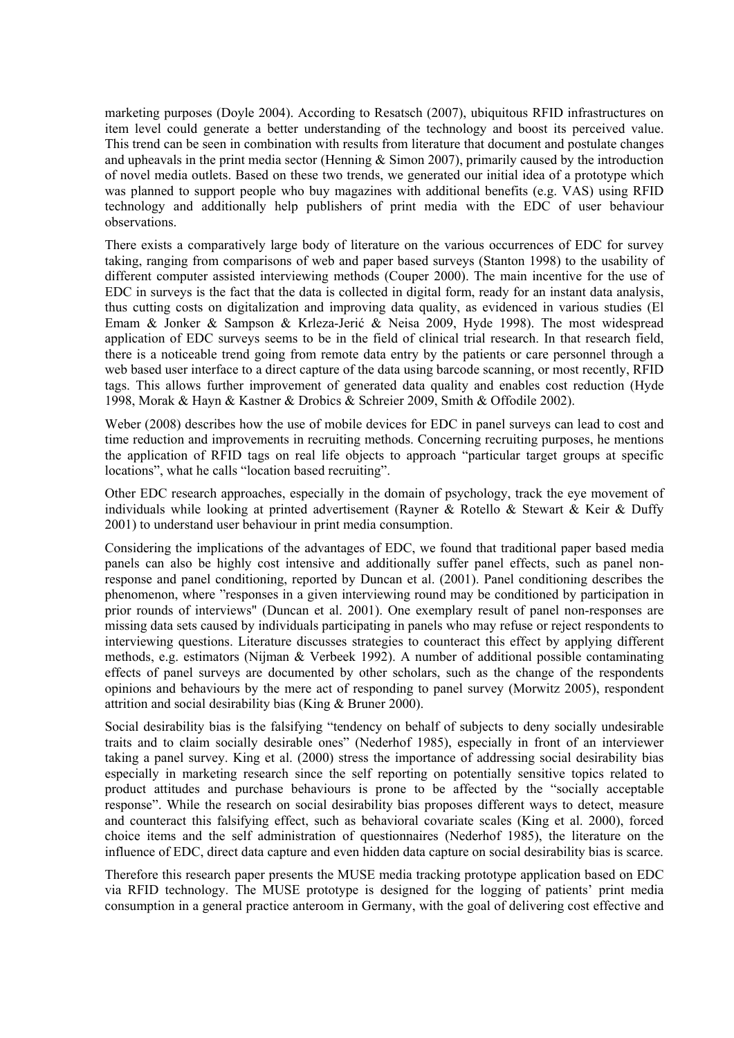marketing purposes (Doyle 2004). According to Resatsch (2007), ubiquitous RFID infrastructures on item level could generate a better understanding of the technology and boost its perceived value. This trend can be seen in combination with results from literature that document and postulate changes and upheavals in the print media sector (Henning & Simon 2007), primarily caused by the introduction of novel media outlets. Based on these two trends, we generated our initial idea of a prototype which was planned to support people who buy magazines with additional benefits (e.g. VAS) using RFID technology and additionally help publishers of print media with the EDC of user behaviour observations.

There exists a comparatively large body of literature on the various occurrences of EDC for survey taking, ranging from comparisons of web and paper based surveys (Stanton 1998) to the usability of different computer assisted interviewing methods (Couper 2000). The main incentive for the use of EDC in surveys is the fact that the data is collected in digital form, ready for an instant data analysis, thus cutting costs on digitalization and improving data quality, as evidenced in various studies (El Emam & Jonker & Sampson & Krleza-Jerić & Neisa 2009, Hyde 1998). The most widespread application of EDC surveys seems to be in the field of clinical trial research. In that research field, there is a noticeable trend going from remote data entry by the patients or care personnel through a web based user interface to a direct capture of the data using barcode scanning, or most recently, RFID tags. This allows further improvement of generated data quality and enables cost reduction (Hyde 1998, Morak & Hayn & Kastner & Drobics & Schreier 2009, Smith & Offodile 2002).

Weber (2008) describes how the use of mobile devices for EDC in panel surveys can lead to cost and time reduction and improvements in recruiting methods. Concerning recruiting purposes, he mentions the application of RFID tags on real life objects to approach "particular target groups at specific locations", what he calls "location based recruiting".

Other EDC research approaches, especially in the domain of psychology, track the eye movement of individuals while looking at printed advertisement (Rayner & Rotello & Stewart & Keir & Duffy 2001) to understand user behaviour in print media consumption.

Considering the implications of the advantages of EDC, we found that traditional paper based media panels can also be highly cost intensive and additionally suffer panel effects, such as panel non-response and panel conditioning, reported by Duncan et al. (2001). Panel conditioning describes the phenomenon, where "responses in a given interviewing round may be conditioned by participation in prior rounds of interviews" (Duncan et al. 2001). One exemplary result of panel non-responses are missing data sets caused by individuals participating in panels who may refuse or reject respondents to interviewing questions. Literature discusses strategies to counteract this effect by applying different methods, e.g. estimators (Nijman & Verbeek 1992). A number of additional possible contaminating effects of panel surveys are documented by other scholars, such as the change of the respondents opinions and behaviours by the mere act of responding to panel survey (Morwitz 2005), respondent attrition and social desirability bias (King & Bruner 2000).

Social desirability bias is the falsifying "tendency on behalf of subjects to deny socially undesirable traits and to claim socially desirable ones" (Nederhof 1985), especially in front of an interviewer taking a panel survey. King et al. (2000) stress the importance of addressing social desirability bias especially in marketing research since the self reporting on potentially sensitive topics related to product attitudes and purchase behaviours is prone to be affected by the "socially acceptable response". While the research on social desirability bias proposes different ways to detect, measure and counteract this falsifying effect, such as behavioral covariate scales (King et al. 2000), forced choice items and the self administration of questionnaires (Nederhof 1985), the literature on the influence of EDC, direct data capture and even hidden data capture on social desirability bias is scarce.

Therefore this research paper presents the MUSE media tracking prototype application based on EDC via RFID technology. The MUSE prototype is designed for the logging of patients' print media consumption in a general practice anteroom in Germany, with the goal of delivering cost effective and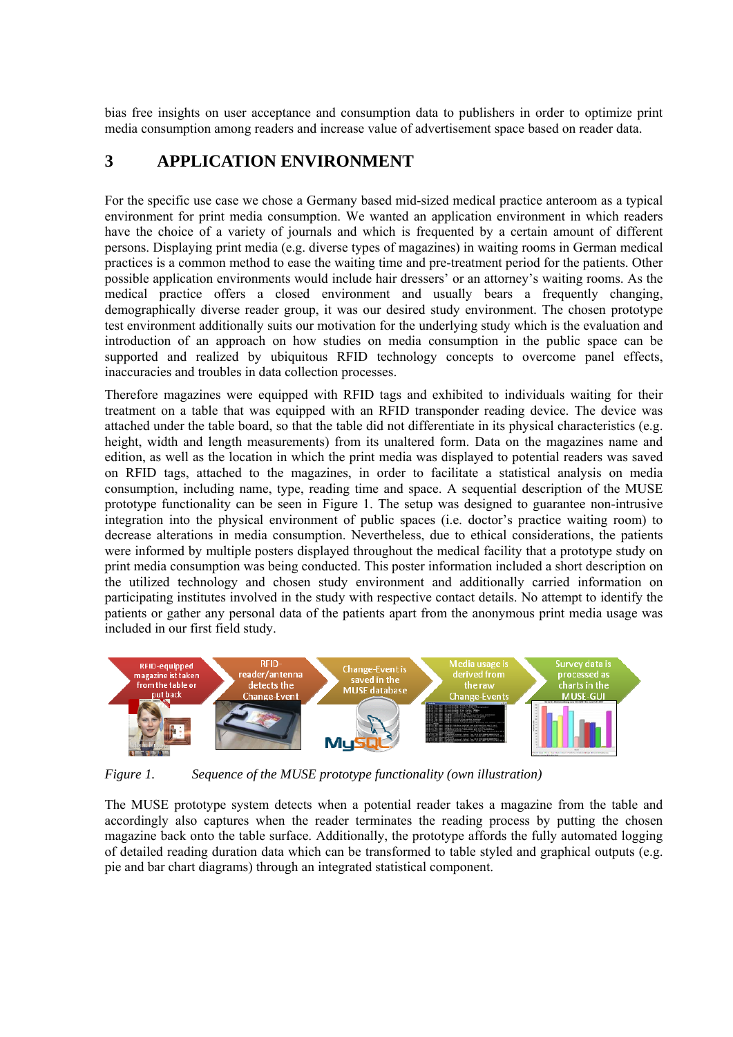bias free insights on user acceptance and consumption data to publishers in order to optimize print media consumption among readers and increase value of advertisement space based on reader data.

## 3 APPLICATION ENVIRONMENT

For the specific use case we chose a Germany based mid-sized medical practice anteroom as a typical environment for print media consumption. We wanted an application environment in which readers have the choice of a variety of journals and which is frequented by a certain amount of different persons. Displaying print media (e.g. diverse types of magazines) in waiting rooms in German medical practices is a common method to ease the waiting time and pre-treatment period for the patients. Other possible application environments would include hair dressers' or an attorney's waiting rooms. As the medical practice offers a closed environment and usually bears a frequently changing, demographically diverse reader group, it was our desired study environment. The chosen prototype test environment additionally suits our motivation for the underlying study which is the evaluation and introduction of an approach on how studies on media consumption in the public space can be supported and realized by ubiquitous RFID technology concepts to overcome panel effects, inaccuracies and troubles in data collection processes.

Therefore magazines were equipped with RFID tags and exhibited to individuals waiting for their treatment on a table that was equipped with an RFID transponder reading device. The device was attached under the table board, so that the table did not differentiate in its physical characteristics (e.g. height, width and length measurements) from its unaltered form. Data on the magazines name and edition, as well as the location in which the print media was displayed to potential readers was saved on RFID tags, attached to the magazines, in order to facilitate a statistical analysis on media consumption, including name, type, reading time and space. A sequential description of the MUSE prototype functionality can be seen in Figure 1. The setup was designed to guarantee non-intrusive integration into the physical environment of public spaces (i.e. doctor's practice waiting room) to decrease alterations in media consumption. Nevertheless, due to ethical considerations, the patients were informed by multiple posters displayed throughout the medical facility that a prototype study on print media consumption was being conducted. This poster information included a short description on the utilized technology and chosen study environment and additionally carried information on participating institutes involved in the study with respective contact details. No attempt to identify the patients or gather any personal data of the patients apart from the anonymous print media usage was included in our first field study.

*Figure 1. Sequence of the MUSE prototype functionality (own illustration)*

The MUSE prototype system detects when a potential reader takes a magazine from the table and accordingly also captures when the reader terminates the reading process by putting the chosen magazine back onto the table surface. Additionally, the prototype affords the fully automated logging of detailed reading duration data which can be transformed to table styled and graphical outputs (e.g. pie and bar chart diagrams) through an integrated statistical component.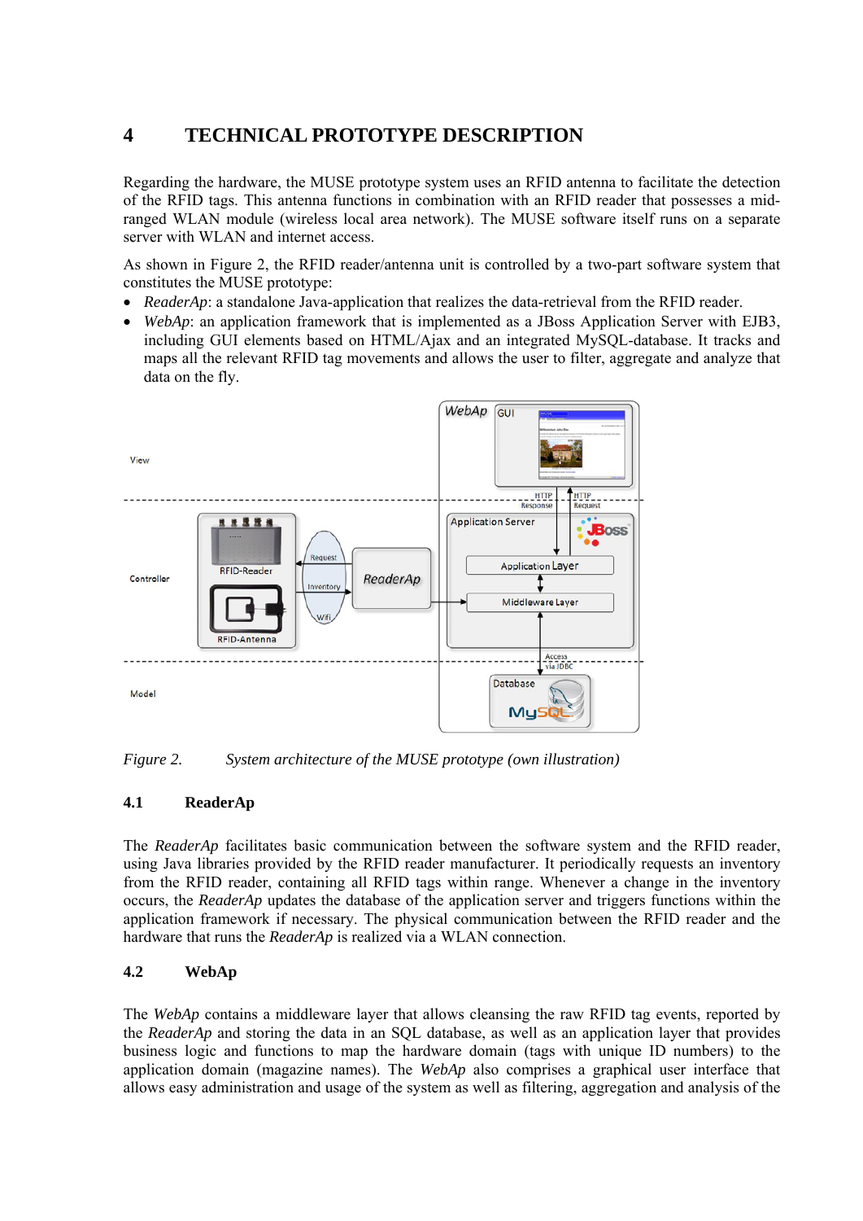# 4 TECHNICAL PROTOTYPE DESCRIPTION

Regarding the hardware, the MUSE prototype system uses an RFID antenna to facilitate the detection of the RFID tags. This antenna functions in combination with an RFID reader that possesses a mid-ranged WLAN module (wireless local area network). The MUSE software itself runs on a separate server with WLAN and internet access.

As shown in Figure 2, the RFID reader/antenna unit is controlled by a two-part software system that constitutes the MUSE prototype:

- *ReaderAp*: a standalone Java-application that realizes the data-retrieval from the RFID reader.
- *WebAp*: an application framework that is implemented as a JBoss Application Server with EJB3, including GUI elements based on HTML/Ajax and an integrated MySQL-database. It tracks and maps all the relevant RFID tag movements and allows the user to filter, aggregate and analyze that data on the fly.

*Figure 2. System architecture of the MUSE prototype (own illustration)*

## 4.1 ReaderAp

The *ReaderAp* facilitates basic communication between the software system and the RFID reader, using Java libraries provided by the RFID reader manufacturer. It periodically requests an inventory from the RFID reader, containing all RFID tags within range. Whenever a change in the inventory occurs, the *ReaderAp* updates the database of the application server and triggers functions within the application framework if necessary. The physical communication between the RFID reader and the hardware that runs the *ReaderAp* is realized via a WLAN connection.

## 4.2 WebAp

The *WebAp* contains a middleware layer that allows cleansing the raw RFID tag events, reported by the *ReaderAp* and storing the data in an SQL database, as well as an application layer that provides business logic and functions to map the hardware domain (tags with unique ID numbers) to the application domain (magazine names). The *WebAp* also comprises a graphical user interface that allows easy administration and usage of the system as well as filtering, aggregation and analysis of the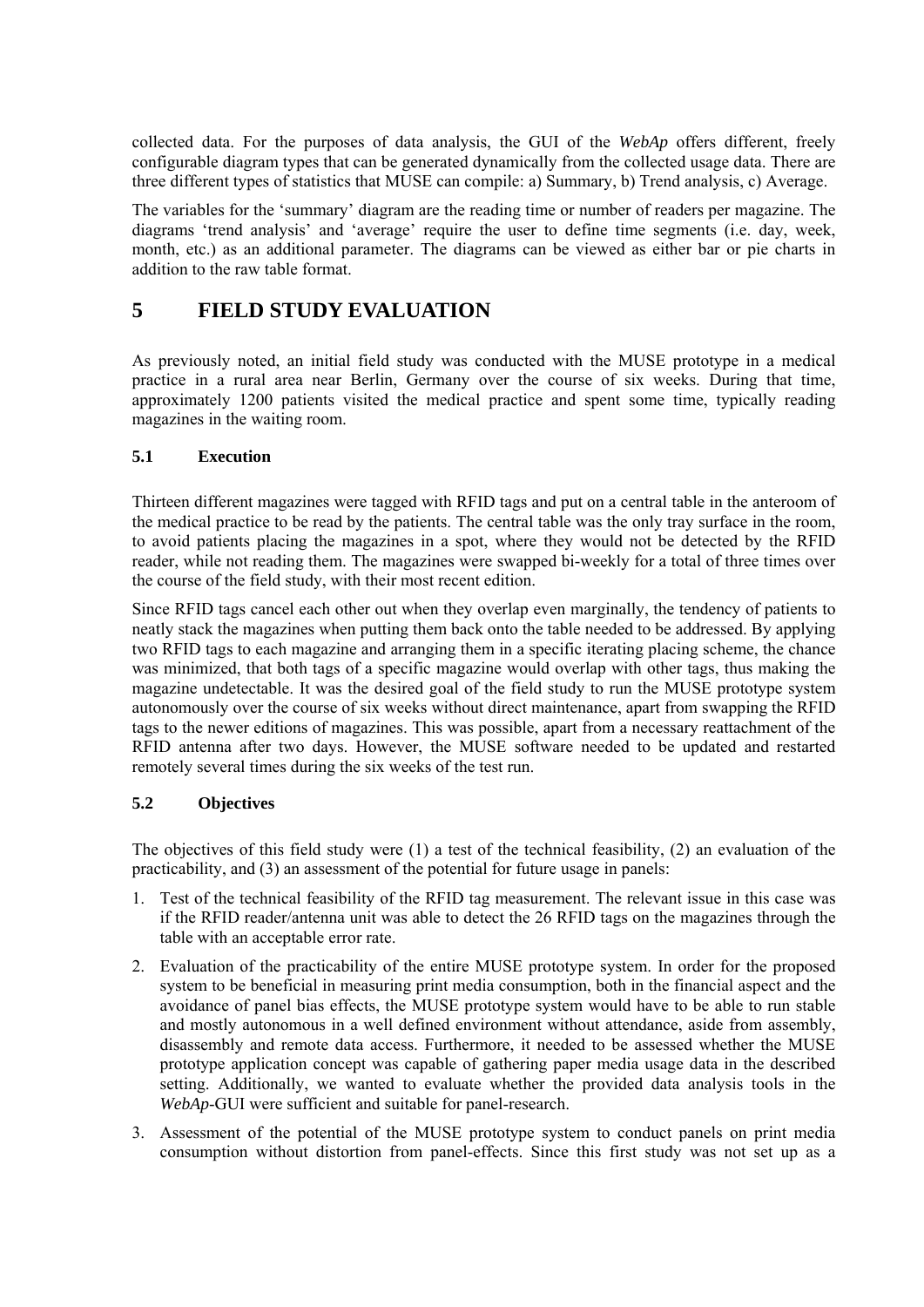collected data. For the purposes of data analysis, the GUI of the *WebAp* offers different, freely configurable diagram types that can be generated dynamically from the collected usage data. There are three different types of statistics that MUSE can compile: a) Summary, b) Trend analysis, c) Average.

The variables for the 'summary' diagram are the reading time or number of readers per magazine. The diagrams 'trend analysis' and 'average' require the user to define time segments (i.e. day, week, month, etc.) as an additional parameter. The diagrams can be viewed as either bar or pie charts in addition to the raw table format.

# 5 FIELD STUDY EVALUATION

As previously noted, an initial field study was conducted with the MUSE prototype in a medical practice in a rural area near Berlin, Germany over the course of six weeks. During that time, approximately 1200 patients visited the medical practice and spent some time, typically reading magazines in the waiting room.

## 5.1 Execution

Thirteen different magazines were tagged with RFID tags and put on a central table in the anteroom of the medical practice to be read by the patients. The central table was the only tray surface in the room, to avoid patients placing the magazines in a spot, where they would not be detected by the RFID reader, while not reading them. The magazines were swapped bi-weekly for a total of three times over the course of the field study, with their most recent edition.

Since RFID tags cancel each other out when they overlap even marginally, the tendency of patients to neatly stack the magazines when putting them back onto the table needed to be addressed. By applying two RFID tags to each magazine and arranging them in a specific iterating placing scheme, the chance was minimized, that both tags of a specific magazine would overlap with other tags, thus making the magazine undetectable. It was the desired goal of the field study to run the MUSE prototype system autonomously over the course of six weeks without direct maintenance, apart from swapping the RFID tags to the newer editions of magazines. This was possible, apart from a necessary reattachment of the RFID antenna after two days. However, the MUSE software needed to be updated and restarted remotely several times during the six weeks of the test run.

## 5.2 Objectives

The objectives of this field study were (1) a test of the technical feasibility, (2) an evaluation of the practicability, and (3) an assessment of the potential for future usage in panels:

1. Test of the technical feasibility of the RFID tag measurement. The relevant issue in this case was if the RFID reader/antenna unit was able to detect the 26 RFID tags on the magazines through the table with an acceptable error rate.
2. Evaluation of the practicability of the entire MUSE prototype system. In order for the proposed system to be beneficial in measuring print media consumption, both in the financial aspect and the avoidance of panel bias effects, the MUSE prototype system would have to be able to run stable and mostly autonomous in a well defined environment without attendance, aside from assembly, disassembly and remote data access. Furthermore, it needed to be assessed whether the MUSE prototype application concept was capable of gathering paper media usage data in the described setting. Additionally, we wanted to evaluate whether the provided data analysis tools in the *WebAp*-GUI were sufficient and suitable for panel-research.
3. Assessment of the potential of the MUSE prototype system to conduct panels on print media consumption without distortion from panel-effects. Since this first study was not set up as a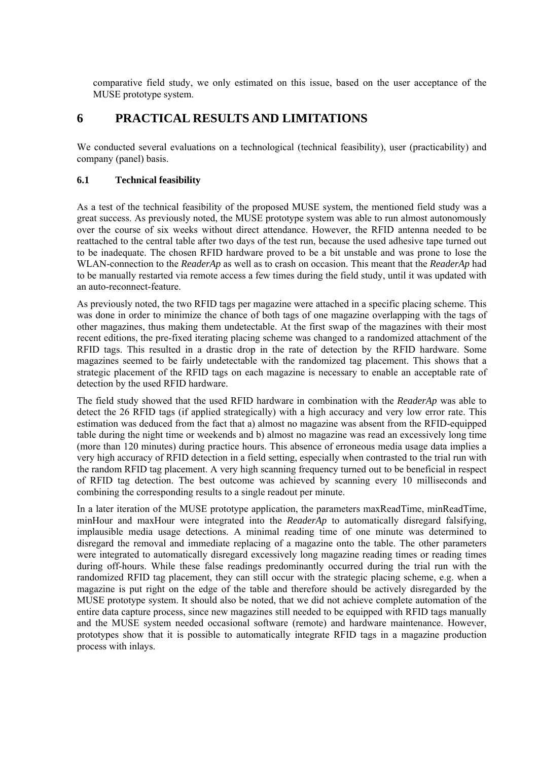comparative field study, we only estimated on this issue, based on the user acceptance of the MUSE prototype system.

# 6 PRACTICAL RESULTS AND LIMITATIONS

We conducted several evaluations on a technological (technical feasibility), user (practicability) and company (panel) basis.

## 6.1 Technical feasibility

As a test of the technical feasibility of the proposed MUSE system, the mentioned field study was a great success. As previously noted, the MUSE prototype system was able to run almost autonomously over the course of six weeks without direct attendance. However, the RFID antenna needed to be reattached to the central table after two days of the test run, because the used adhesive tape turned out to be inadequate. The chosen RFID hardware proved to be a bit unstable and was prone to lose the WLAN-connection to the *ReaderAp* as well as to crash on occasion. This meant that the *ReaderAp* had to be manually restarted via remote access a few times during the field study, until it was updated with an auto-reconnect-feature.

As previously noted, the two RFID tags per magazine were attached in a specific placing scheme. This was done in order to minimize the chance of both tags of one magazine overlapping with the tags of other magazines, thus making them undetectable. At the first swap of the magazines with their most recent editions, the pre-fixed iterating placing scheme was changed to a randomized attachment of the RFID tags. This resulted in a drastic drop in the rate of detection by the RFID hardware. Some magazines seemed to be fairly undetectable with the randomized tag placement. This shows that a strategic placement of the RFID tags on each magazine is necessary to enable an acceptable rate of detection by the used RFID hardware.

The field study showed that the used RFID hardware in combination with the *ReaderAp* was able to detect the 26 RFID tags (if applied strategically) with a high accuracy and very low error rate. This estimation was deduced from the fact that a) almost no magazine was absent from the RFID-equipped table during the night time or weekends and b) almost no magazine was read an excessively long time (more than 120 minutes) during practice hours. This absence of erroneous media usage data implies a very high accuracy of RFID detection in a field setting, especially when contrasted to the trial run with the random RFID tag placement. A very high scanning frequency turned out to be beneficial in respect of RFID tag detection. The best outcome was achieved by scanning every 10 milliseconds and combining the corresponding results to a single readout per minute.

In a later iteration of the MUSE prototype application, the parameters maxReadTime, minReadTime, minHour and maxHour were integrated into the *ReaderAp* to automatically disregard falsifying, implausible media usage detections. A minimal reading time of one minute was determined to disregard the removal and immediate replacing of a magazine onto the table. The other parameters were integrated to automatically disregard excessively long magazine reading times or reading times during off-hours. While these false readings predominantly occurred during the trial run with the randomized RFID tag placement, they can still occur with the strategic placing scheme, e.g. when a magazine is put right on the edge of the table and therefore should be actively disregarded by the MUSE prototype system. It should also be noted, that we did not achieve complete automation of the entire data capture process, since new magazines still needed to be equipped with RFID tags manually and the MUSE system needed occasional software (remote) and hardware maintenance. However, prototypes show that it is possible to automatically integrate RFID tags in a magazine production process with inlays.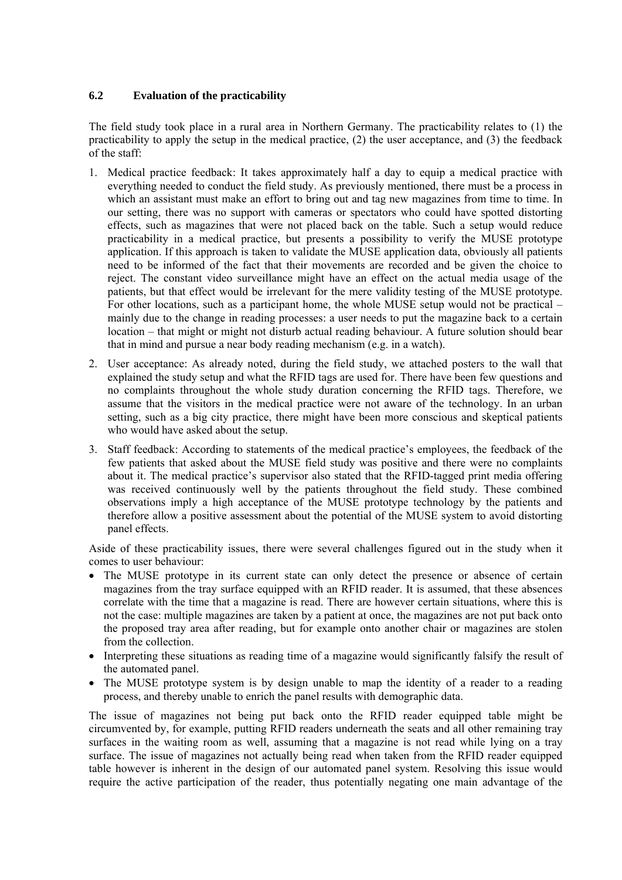### 6.2 Evaluation of the practicability

The field study took place in a rural area in Northern Germany. The practicability relates to (1) the practicability to apply the setup in the medical practice, (2) the user acceptance, and (3) the feedback of the staff:

1. Medical practice feedback: It takes approximately half a day to equip a medical practice with everything needed to conduct the field study. As previously mentioned, there must be a process in which an assistant must make an effort to bring out and tag new magazines from time to time. In our setting, there was no support with cameras or spectators who could have spotted distorting effects, such as magazines that were not placed back on the table. Such a setup would reduce practicability in a medical practice, but presents a possibility to verify the MUSE prototype application. If this approach is taken to validate the MUSE application data, obviously all patients need to be informed of the fact that their movements are recorded and be given the choice to reject. The constant video surveillance might have an effect on the actual media usage of the patients, but that effect would be irrelevant for the mere validity testing of the MUSE prototype. For other locations, such as a participant home, the whole MUSE setup would not be practical – mainly due to the change in reading processes: a user needs to put the magazine back to a certain location – that might or might not disturb actual reading behaviour. A future solution should bear that in mind and pursue a near body reading mechanism (e.g. in a watch).
2. User acceptance: As already noted, during the field study, we attached posters to the wall that explained the study setup and what the RFID tags are used for. There have been few questions and no complaints throughout the whole study duration concerning the RFID tags. Therefore, we assume that the visitors in the medical practice were not aware of the technology. In an urban setting, such as a big city practice, there might have been more conscious and skeptical patients who would have asked about the setup.
3. Staff feedback: According to statements of the medical practice's employees, the feedback of the few patients that asked about the MUSE field study was positive and there were no complaints about it. The medical practice's supervisor also stated that the RFID-tagged print media offering was received continuously well by the patients throughout the field study. These combined observations imply a high acceptance of the MUSE prototype technology by the patients and therefore allow a positive assessment about the potential of the MUSE system to avoid distorting panel effects.

Aside of these practicability issues, there were several challenges figured out in the study when it comes to user behaviour:

- The MUSE prototype in its current state can only detect the presence or absence of certain magazines from the tray surface equipped with an RFID reader. It is assumed, that these absences correlate with the time that a magazine is read. There are however certain situations, where this is not the case: multiple magazines are taken by a patient at once, the magazines are not put back onto the proposed tray area after reading, but for example onto another chair or magazines are stolen from the collection.
- Interpreting these situations as reading time of a magazine would significantly falsify the result of the automated panel.
- The MUSE prototype system is by design unable to map the identity of a reader to a reading process, and thereby unable to enrich the panel results with demographic data.

The issue of magazines not being put back onto the RFID reader equipped table might be circumvented by, for example, putting RFID readers underneath the seats and all other remaining tray surfaces in the waiting room as well, assuming that a magazine is not read while lying on a tray surface. The issue of magazines not actually being read when taken from the RFID reader equipped table however is inherent in the design of our automated panel system. Resolving this issue would require the active participation of the reader, thus potentially negating one main advantage of the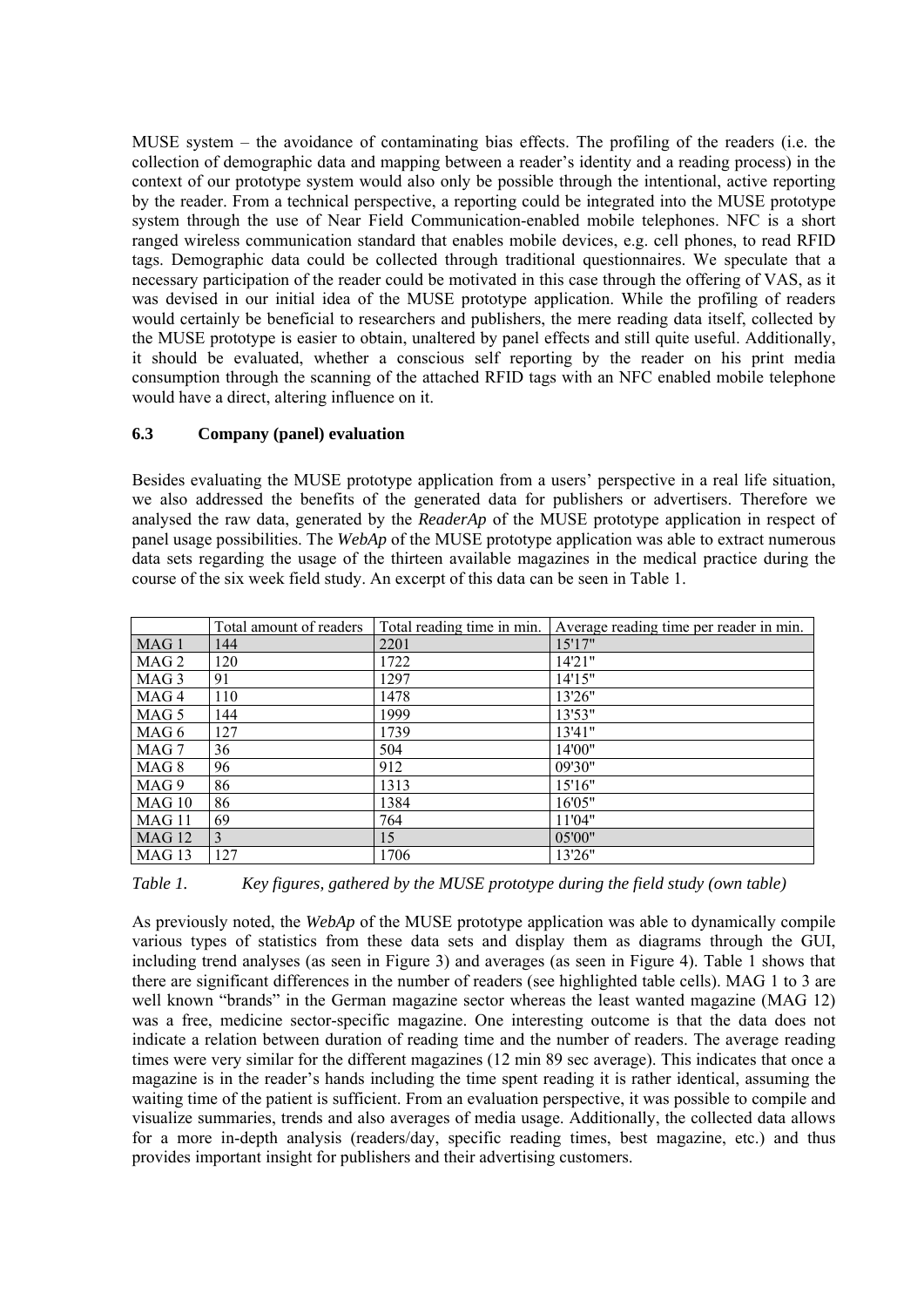MUSE system – the avoidance of contaminating bias effects. The profiling of the readers (i.e. the collection of demographic data and mapping between a reader's identity and a reading process) in the context of our prototype system would also only be possible through the intentional, active reporting by the reader. From a technical perspective, a reporting could be integrated into the MUSE prototype system through the use of Near Field Communication-enabled mobile telephones. NFC is a short ranged wireless communication standard that enables mobile devices, e.g. cell phones, to read RFID tags. Demographic data could be collected through traditional questionnaires. We speculate that a necessary participation of the reader could be motivated in this case through the offering of VAS, as it was devised in our initial idea of the MUSE prototype application. While the profiling of readers would certainly be beneficial to researchers and publishers, the mere reading data itself, collected by the MUSE prototype is easier to obtain, unaltered by panel effects and still quite useful. Additionally, it should be evaluated, whether a conscious self reporting by the reader on his print media consumption through the scanning of the attached RFID tags with an NFC enabled mobile telephone would have a direct, altering influence on it.

### 6.3 Company (panel) evaluation

Besides evaluating the MUSE prototype application from a users' perspective in a real life situation, we also addressed the benefits of the generated data for publishers or advertisers. Therefore we analysed the raw data, generated by the ***ReaderAp*** of the MUSE prototype application in respect of panel usage possibilities. The ***WebAp*** of the MUSE prototype application was able to extract numerous data sets regarding the usage of the thirteen available magazines in the medical practice during the course of the six week field study. An excerpt of this data can be seen in Table 1.

| | Total amount of readers | Total reading time in min. | Average reading time per reader in min. |
|---|---|---|---|
| MAG 1 | 144 | 2201 | 15'17" |
| MAG 2 | 120 | 1722 | 14'21" |
| MAG 3 | 91 | 1297 | 14'15" |
| MAG 4 | 110 | 1478 | 13'26" |
| MAG 5 | 144 | 1999 | 13'53" |
| MAG 6 | 127 | 1739 | 13'41" |
| MAG 7 | 36 | 504 | 14'00" |
| MAG 8 | 96 | 912 | 09'30" |
| MAG 9 | 86 | 1313 | 15'16" |
| MAG 10 | 86 | 1384 | 16'05" |
| MAG 11 | 69 | 764 | 11'04" |
| MAG 12 | 3 | 15 | 05'00" |
| MAG 13 | 127 | 1706 | 13'26" |

*Table 1. Key figures, gathered by the MUSE prototype during the field study (own table)*

As previously noted, the *WebAp* of the MUSE prototype application was able to dynamically compile various types of statistics from these data sets and display them as diagrams through the GUI, including trend analyses (as seen in Figure 3) and averages (as seen in Figure 4). Table 1 shows that there are significant differences in the number of readers (see highlighted table cells). MAG 1 to 3 are well known "brands" in the German magazine sector whereas the least wanted magazine (MAG 12) was a free, medicine sector-specific magazine. One interesting outcome is that the data does not indicate a relation between duration of reading time and the number of readers. The average reading times were very similar for the different magazines (12 min 89 sec average). This indicates that once a magazine is in the reader's hands including the time spent reading it is rather identical, assuming the waiting time of the patient is sufficient. From an evaluation perspective, it was possible to compile and visualize summaries, trends and also averages of media usage. Additionally, the collected data allows for a more in-depth analysis (readers/day, specific reading times, best magazine, etc.) and thus provides important insight for publishers and their advertising customers.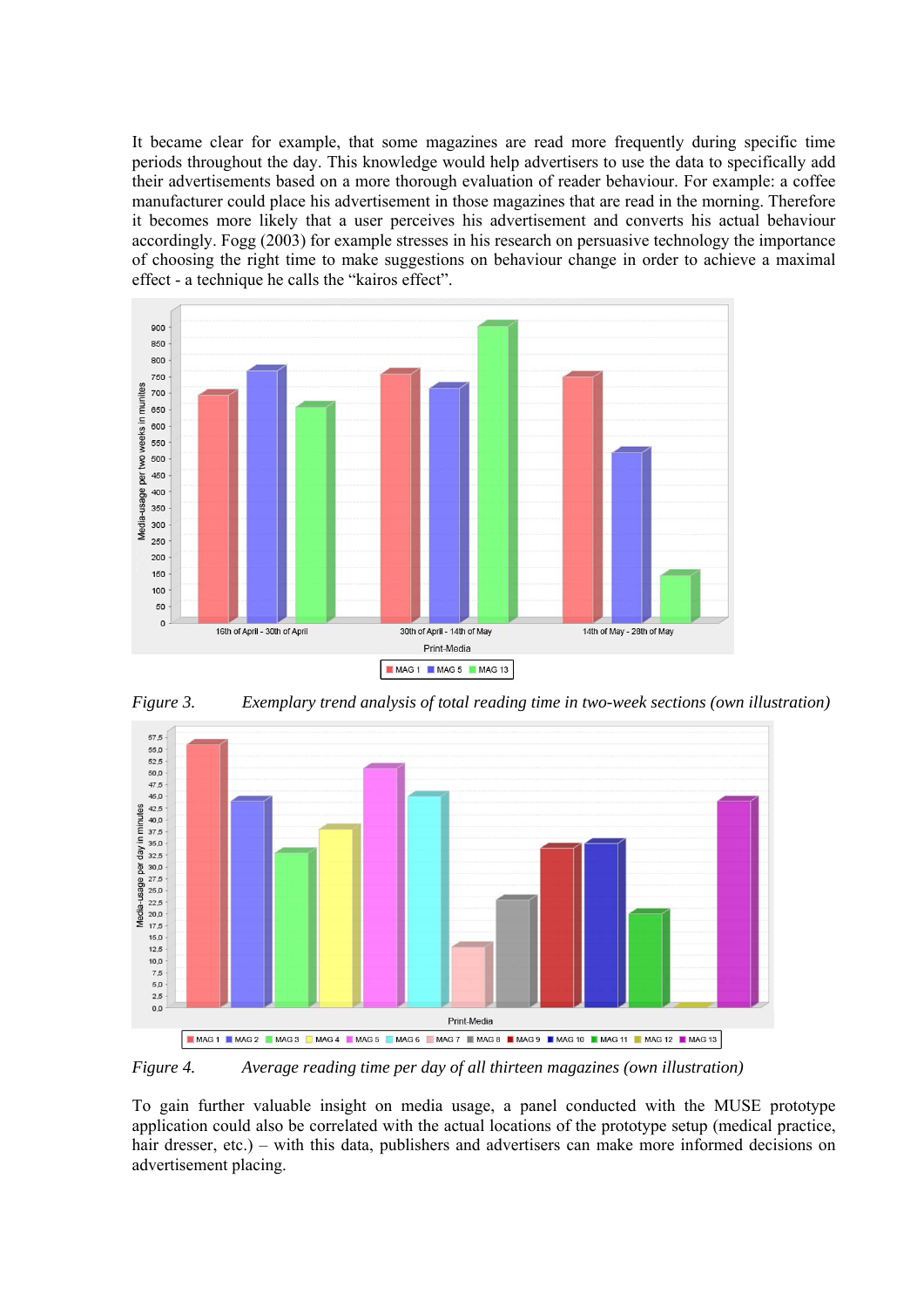It became clear for example, that some magazines are read more frequently during specific time periods throughout the day. This knowledge would help advertisers to use the data to specifically add their advertisements based on a more thorough evaluation of reader behaviour. For example: a coffee manufacturer could place his advertisement in those magazines that are read in the morning. Therefore it becomes more likely that a user perceives his advertisement and converts his actual behaviour accordingly. Fogg (2003) for example stresses in his research on persuasive technology the importance of choosing the right time to make suggestions on behaviour change in order to achieve a maximal effect - a technique he calls the "kairos effect".

*Figure 3. Exemplary trend analysis of total reading time in two-week sections (own illustration)*

*Figure 4. Average reading time per day of all thirteen magazines (own illustration)*

To gain further valuable insight on media usage, a panel conducted with the MUSE prototype application could also be correlated with the actual locations of the prototype setup (medical practice, hair dresser, etc.) – with this data, publishers and advertisers can make more informed decisions on advertisement placing.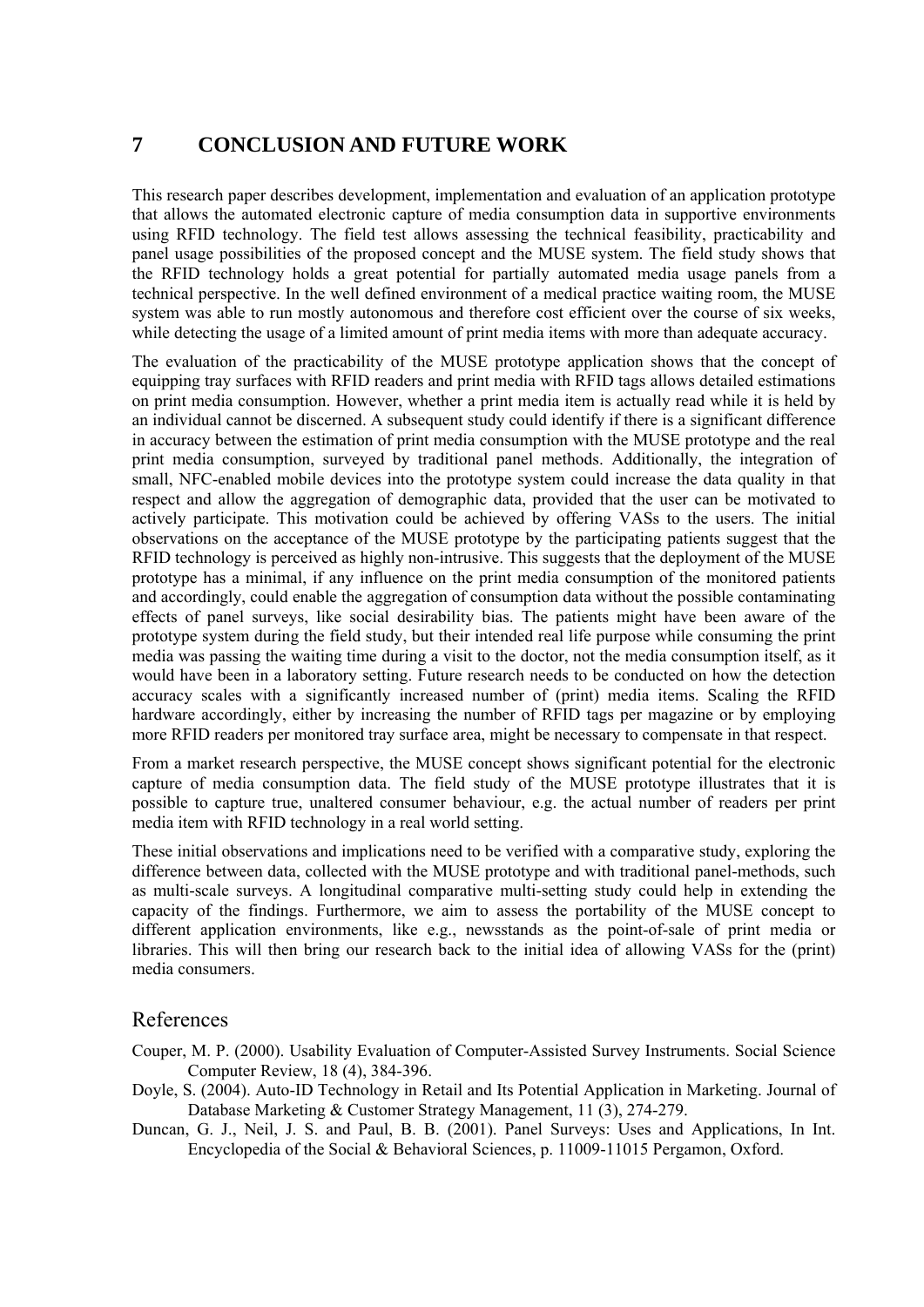# 7 CONCLUSION AND FUTURE WORK

This research paper describes development, implementation and evaluation of an application prototype that allows the automated electronic capture of media consumption data in supportive environments using RFID technology. The field test allows assessing the technical feasibility, practicability and panel usage possibilities of the proposed concept and the MUSE system. The field study shows that the RFID technology holds a great potential for partially automated media usage panels from a technical perspective. In the well defined environment of a medical practice waiting room, the MUSE system was able to run mostly autonomous and therefore cost efficient over the course of six weeks, while detecting the usage of a limited amount of print media items with more than adequate accuracy.

The evaluation of the practicability of the MUSE prototype application shows that the concept of equipping tray surfaces with RFID readers and print media with RFID tags allows detailed estimations on print media consumption. However, whether a print media item is actually read while it is held by an individual cannot be discerned. A subsequent study could identify if there is a significant difference in accuracy between the estimation of print media consumption with the MUSE prototype and the real print media consumption, surveyed by traditional panel methods. Additionally, the integration of small, NFC-enabled mobile devices into the prototype system could increase the data quality in that respect and allow the aggregation of demographic data, provided that the user can be motivated to actively participate. This motivation could be achieved by offering VASs to the users. The initial observations on the acceptance of the MUSE prototype by the participating patients suggest that the RFID technology is perceived as highly non-intrusive. This suggests that the deployment of the MUSE prototype has a minimal, if any influence on the print media consumption of the monitored patients and accordingly, could enable the aggregation of consumption data without the possible contaminating effects of panel surveys, like social desirability bias. The patients might have been aware of the prototype system during the field study, but their intended real life purpose while consuming the print media was passing the waiting time during a visit to the doctor, not the media consumption itself, as it would have been in a laboratory setting. Future research needs to be conducted on how the detection accuracy scales with a significantly increased number of (print) media items. Scaling the RFID hardware accordingly, either by increasing the number of RFID tags per magazine or by employing more RFID readers per monitored tray surface area, might be necessary to compensate in that respect.

From a market research perspective, the MUSE concept shows significant potential for the electronic capture of media consumption data. The field study of the MUSE prototype illustrates that it is possible to capture true, unaltered consumer behaviour, e.g. the actual number of readers per print media item with RFID technology in a real world setting.

These initial observations and implications need to be verified with a comparative study, exploring the difference between data, collected with the MUSE prototype and with traditional panel-methods, such as multi-scale surveys. A longitudinal comparative multi-setting study could help in extending the capacity of the findings. Furthermore, we aim to assess the portability of the MUSE concept to different application environments, like e.g., newsstands as the point-of-sale of print media or libraries. This will then bring our research back to the initial idea of allowing VASs for the (print) media consumers.

## References

Couper, M. P. (2000). Usability Evaluation of Computer-Assisted Survey Instruments. Social Science Computer Review, 18 (4), 384-396.

Doyle, S. (2004). Auto-ID Technology in Retail and Its Potential Application in Marketing. Journal of Database Marketing & Customer Strategy Management, 11 (3), 274-279.

Duncan, G. J., Neil, J. S. and Paul, B. B. (2001). Panel Surveys: Uses and Applications, In Int. Encyclopedia of the Social & Behavioral Sciences, p. 11009-11015 Pergamon, Oxford.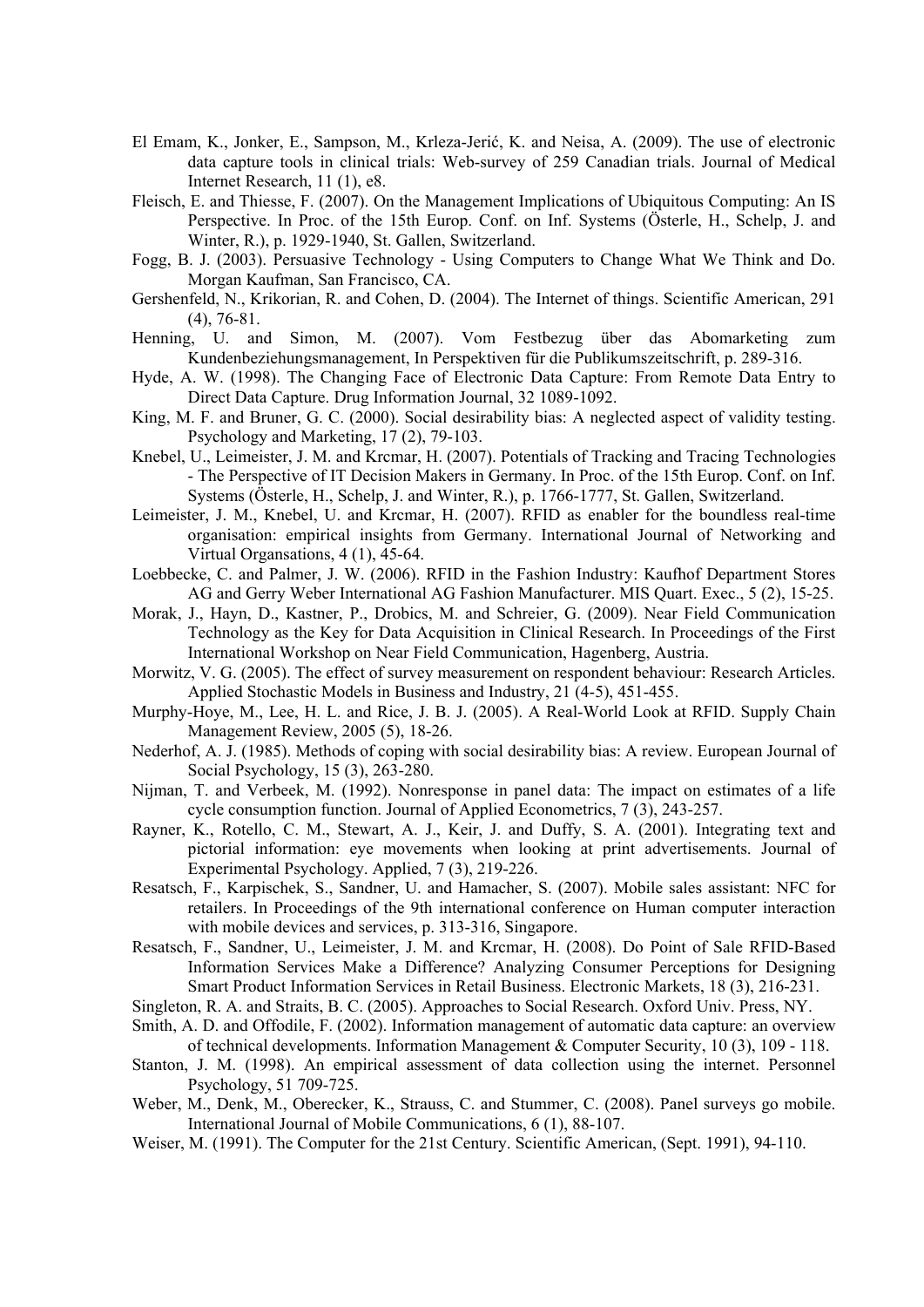El Emam, K., Jonker, E., Sampson, M., Krleza-Jerić, K. and Neisa, A. (2009). The use of electronic data capture tools in clinical trials: Web-survey of 259 Canadian trials. Journal of Medical Internet Research, 11 (1), e8.

Fleisch, E. and Thiesse, F. (2007). On the Management Implications of Ubiquitous Computing: An IS Perspective. In Proc. of the 15th Europ. Conf. on Inf. Systems (Österle, H., Schelp, J. and Winter, R.), p. 1929-1940, St. Gallen, Switzerland.

Fogg, B. J. (2003). Persuasive Technology - Using Computers to Change What We Think and Do. Morgan Kaufman, San Francisco, CA.

Gershenfeld, N., Krikorian, R. and Cohen, D. (2004). The Internet of things. Scientific American, 291 (4), 76-81.

Henning, U. and Simon, M. (2007). Vom Festbezug über das Abomarketing zum Kundenbeziehungsmanagement, In Perspektiven für die Publikumszeitschrift, p. 289-316.

Hyde, A. W. (1998). The Changing Face of Electronic Data Capture: From Remote Data Entry to Direct Data Capture. Drug Information Journal, 32 1089-1092.

King, M. F. and Bruner, G. C. (2000). Social desirability bias: A neglected aspect of validity testing. Psychology and Marketing, 17 (2), 79-103.

Knebel, U., Leimeister, J. M. and Krcmar, H. (2007). Potentials of Tracking and Tracing Technologies - The Perspective of IT Decision Makers in Germany. In Proc. of the 15th Europ. Conf. on Inf. Systems (Österle, H., Schelp, J. and Winter, R.), p. 1766-1777, St. Gallen, Switzerland.

Leimeister, J. M., Knebel, U. and Krcmar, H. (2007). RFID as enabler for the boundless real-time organisation: empirical insights from Germany. International Journal of Networking and Virtual Organsations, 4 (1), 45-64.

Loebbecke, C. and Palmer, J. W. (2006). RFID in the Fashion Industry: Kaufhof Department Stores AG and Gerry Weber International AG Fashion Manufacturer. MIS Quart. Exec., 5 (2), 15-25.

Morak, J., Hayn, D., Kastner, P., Drobics, M. and Schreier, G. (2009). Near Field Communication Technology as the Key for Data Acquisition in Clinical Research. In Proceedings of the First International Workshop on Near Field Communication, Hagenberg, Austria.

Morwitz, V. G. (2005). The effect of survey measurement on respondent behaviour: Research Articles. Applied Stochastic Models in Business and Industry, 21 (4-5), 451-455.

Murphy-Hoye, M., Lee, H. L. and Rice, J. B. J. (2005). A Real-World Look at RFID. Supply Chain Management Review, 2005 (5), 18-26.

Nederhof, A. J. (1985). Methods of coping with social desirability bias: A review. European Journal of Social Psychology, 15 (3), 263-280.

Nijman, T. and Verbeek, M. (1992). Nonresponse in panel data: The impact on estimates of a life cycle consumption function. Journal of Applied Econometrics, 7 (3), 243-257.

Rayner, K., Rotello, C. M., Stewart, A. J., Keir, J. and Duffy, S. A. (2001). Integrating text and pictorial information: eye movements when looking at print advertisements. Journal of Experimental Psychology. Applied, 7 (3), 219-226.

Resatsch, F., Karpischek, S., Sandner, U. and Hamacher, S. (2007). Mobile sales assistant: NFC for retailers. In Proceedings of the 9th international conference on Human computer interaction with mobile devices and services, p. 313-316, Singapore.

Resatsch, F., Sandner, U., Leimeister, J. M. and Krcmar, H. (2008). Do Point of Sale RFID-Based Information Services Make a Difference? Analyzing Consumer Perceptions for Designing Smart Product Information Services in Retail Business. Electronic Markets, 18 (3), 216-231.

Singleton, R. A. and Straits, B. C. (2005). Approaches to Social Research. Oxford Univ. Press, NY.

Smith, A. D. and Offodile, F. (2002). Information management of automatic data capture: an overview of technical developments. Information Management & Computer Security, 10 (3), 109 - 118.

Stanton, J. M. (1998). An empirical assessment of data collection using the internet. Personnel Psychology, 51 709-725.

Weber, M., Denk, M., Oberecker, K., Strauss, C. and Stummer, C. (2008). Panel surveys go mobile. International Journal of Mobile Communications, 6 (1), 88-107.

Weiser, M. (1991). The Computer for the 21st Century. Scientific American, (Sept. 1991), 94-110.